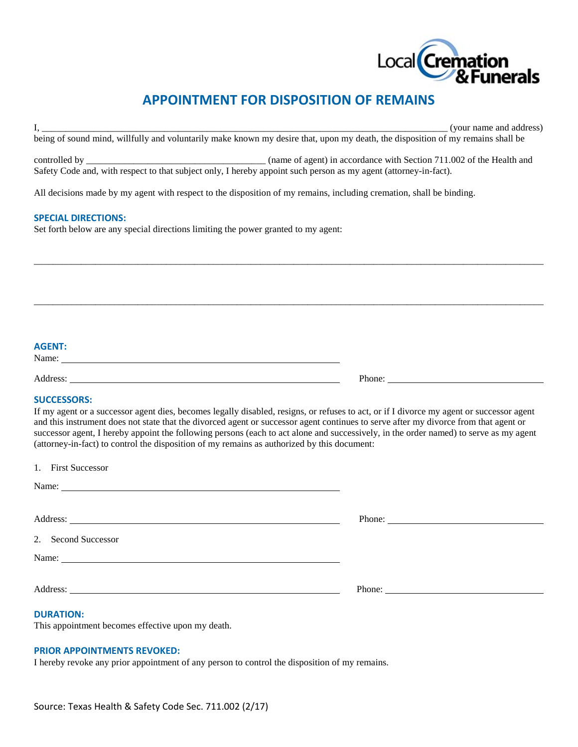Local Cremation & Funerals

# APPOINTMENT FOR DISPOSITION OF REMAINS

I, ______________________________________________________________________________ (your name and address) being of sound mind, willfully and voluntarily make known my desire that, upon my death, the disposition of my remains shall be

controlled by ____________________________________ (name of agent) in accordance with Section 711.002 of the Health and Safety Code and, with respect to that subject only, I hereby appoint such person as my agent (attorney-in-fact).

All decisions made by my agent with respect to the disposition of my remains, including cremation, shall be binding.

### SPECIAL DIRECTIONS:

Set forth below are any special directions limiting the power granted to my agent:

______________________________________________________________________________________________________

______________________________________________________________________________________________________

### AGENT:

Name: ____________________________________________________

Address: __________________________________________________ Phone: ______________________________

### SUCCESSORS:

If my agent or a successor agent dies, becomes legally disabled, resigns, or refuses to act, or if I divorce my agent or successor agent and this instrument does not state that the divorced agent or successor agent continues to serve after my divorce from that agent or successor agent, I hereby appoint the following persons (each to act alone and successively, in the order named) to serve as my agent (attorney-in-fact) to control the disposition of my remains as authorized by this document:

1. First Successor

Name: ____________________________________________________

Address: __________________________________________________ Phone: ______________________________

2. Second Successor

Name: ____________________________________________________

Address: __________________________________________________ Phone: ______________________________

### DURATION:

This appointment becomes effective upon my death.

### PRIOR APPOINTMENTS REVOKED:

I hereby revoke any prior appointment of any person to control the disposition of my remains.

Source: Texas Health & Safety Code Sec. 711.002 (2/17)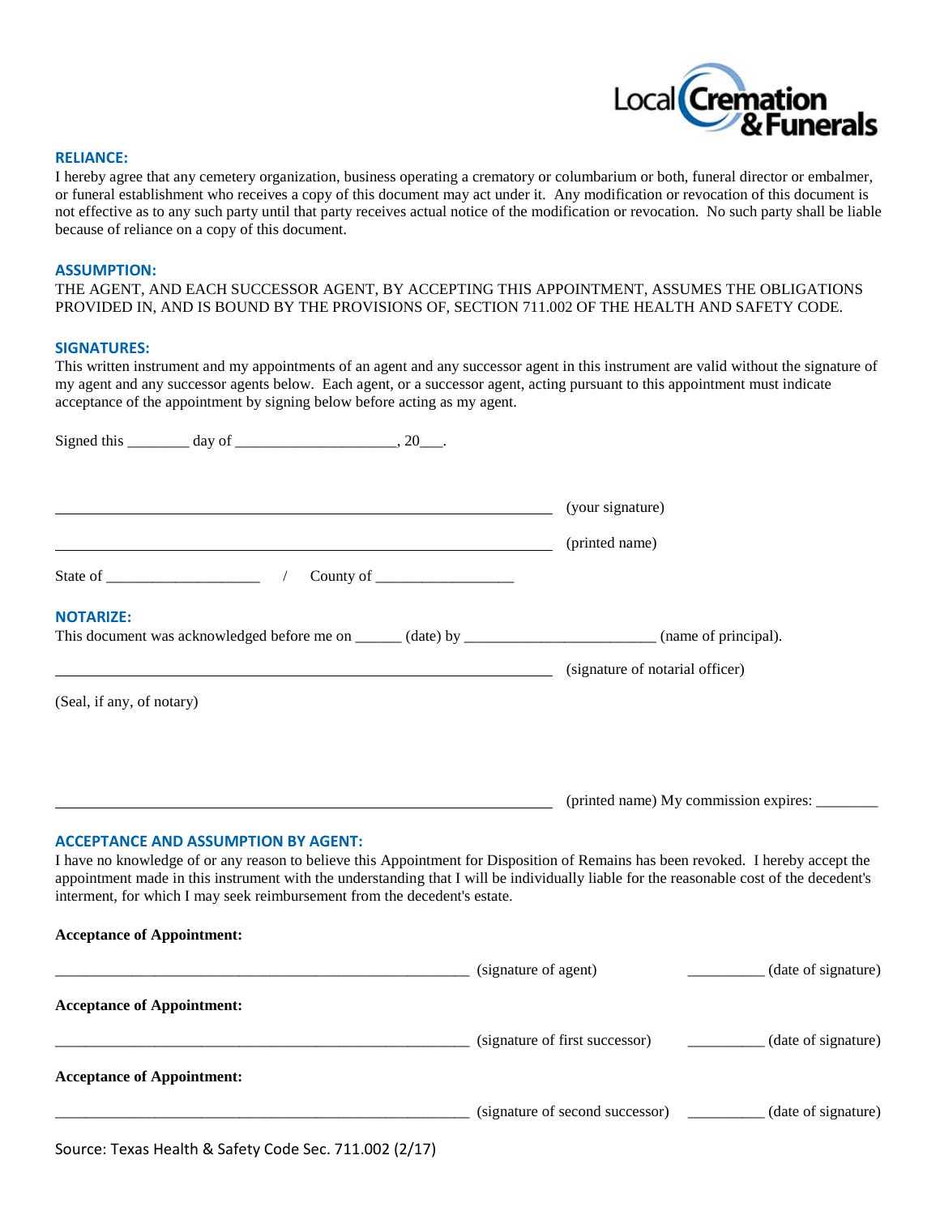### RELIANCE:

I hereby agree that any cemetery organization, business operating a crematory or columbarium or both, funeral director or embalmer, or funeral establishment who receives a copy of this document may act under it. Any modification or revocation of this document is not effective as to any such party until that party receives actual notice of the modification or revocation. No such party shall be liable because of reliance on a copy of this document.

### ASSUMPTION:

THE AGENT, AND EACH SUCCESSOR AGENT, BY ACCEPTING THIS APPOINTMENT, ASSUMES THE OBLIGATIONS PROVIDED IN, AND IS BOUND BY THE PROVISIONS OF, SECTION 711.002 OF THE HEALTH AND SAFETY CODE.

### SIGNATURES:

This written instrument and my appointments of an agent and any successor agent in this instrument are valid without the signature of my agent and any successor agents below. Each agent, or a successor agent, acting pursuant to this appointment must indicate acceptance of the appointment by signing below before acting as my agent.

Signed this ________ day of _____________________, 20___.

______________________________________________________ (your signature)

______________________________________________________ (printed name)

State of ____________________ / County of __________________

### NOTARIZE:

This document was acknowledged before me on ______ (date) by ________________________ (name of principal).

______________________________________________________ (signature of notarial officer)

(Seal, if any, of notary)

______________________________________________________ (printed name) My commission expires: ________

### ACCEPTANCE AND ASSUMPTION BY AGENT:

I have no knowledge of or any reason to believe this Appointment for Disposition of Remains has been revoked. I hereby accept the appointment made in this instrument with the understanding that I will be individually liable for the reasonable cost of the decedent's interment, for which I may seek reimbursement from the decedent's estate.

**Acceptance of Appointment:**

_______________________________________________________ (signature of agent) __________ (date of signature)

**Acceptance of Appointment:**

_______________________________________________________ (signature of first successor) __________ (date of signature)

**Acceptance of Appointment:**

_______________________________________________________ (signature of second successor) __________ (date of signature)

Source: Texas Health & Safety Code Sec. 711.002 (2/17)